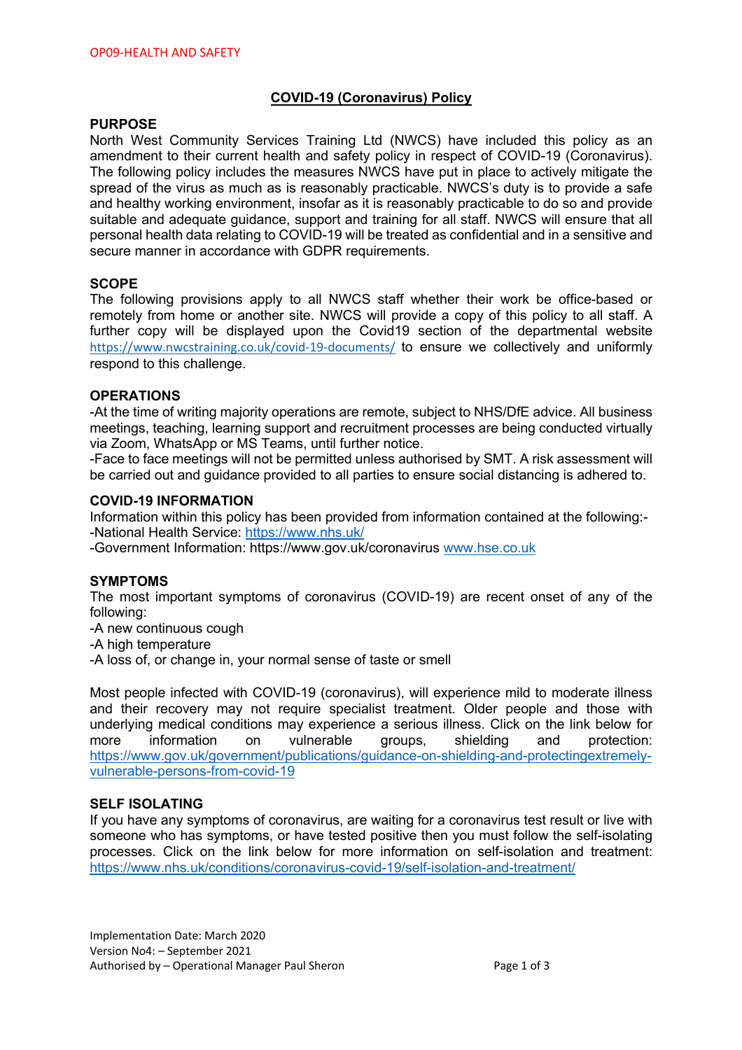# COVID-19 (Coronavirus) Policy

## PURPOSE

North West Community Services Training Ltd (NWCS) have included this policy as an amendment to their current health and safety policy in respect of COVID-19 (Coronavirus). The following policy includes the measures NWCS have put in place to actively mitigate the spread of the virus as much as is reasonably practicable. NWCS's duty is to provide a safe and healthy working environment, insofar as it is reasonably practicable to do so and provide suitable and adequate guidance, support and training for all staff. NWCS will ensure that all personal health data relating to COVID-19 will be treated as confidential and in a sensitive and secure manner in accordance with GDPR requirements.

## SCOPE

The following provisions apply to all NWCS staff whether their work be office-based or remotely from home or another site. NWCS will provide a copy of this policy to all staff. A further copy will be displayed upon the Covid19 section of the departmental website https://www.nwcstraining.co.uk/covid-19-documents/ to ensure we collectively and uniformly respond to this challenge.

## OPERATIONS

-At the time of writing majority operations are remote, subject to NHS/DfE advice. All business meetings, teaching, learning support and recruitment processes are being conducted virtually via Zoom, WhatsApp or MS Teams, until further notice.

-Face to face meetings will not be permitted unless authorised by SMT. A risk assessment will be carried out and guidance provided to all parties to ensure social distancing is adhered to.

## COVID-19 INFORMATION

Information within this policy has been provided from information contained at the following:-

-National Health Service: https://www.nhs.uk/

-Government Information: https://www.gov.uk/coronavirus www.hse.co.uk

## SYMPTOMS

The most important symptoms of coronavirus (COVID-19) are recent onset of any of the following:

-A new continuous cough

-A high temperature

-A loss of, or change in, your normal sense of taste or smell

Most people infected with COVID-19 (coronavirus), will experience mild to moderate illness and their recovery may not require specialist treatment. Older people and those with underlying medical conditions may experience a serious illness. Click on the link below for more information on vulnerable groups, shielding and protection: https://www.gov.uk/government/publications/guidance-on-shielding-and-protectingextremely-vulnerable-persons-from-covid-19

## SELF ISOLATING

If you have any symptoms of coronavirus, are waiting for a coronavirus test result or live with someone who has symptoms, or have tested positive then you must follow the self-isolating processes. Click on the link below for more information on self-isolation and treatment: https://www.nhs.uk/conditions/coronavirus-covid-19/self-isolation-and-treatment/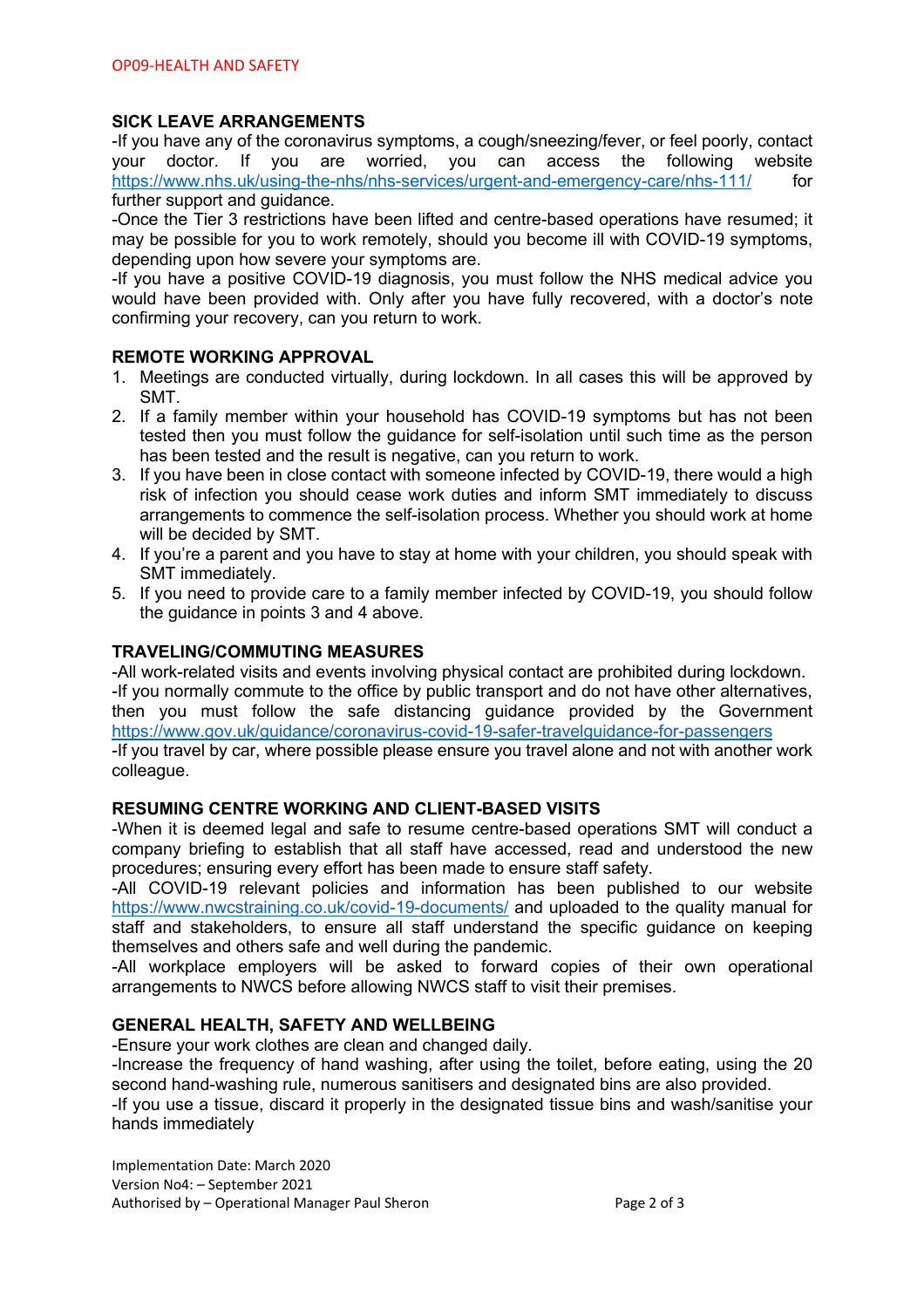## SICK LEAVE ARRANGEMENTS

-If you have any of the coronavirus symptoms, a cough/sneezing/fever, or feel poorly, contact your doctor. If you are worried, you can access the following website https://www.nhs.uk/using-the-nhs/nhs-services/urgent-and-emergency-care/nhs-111/ for further support and guidance.

-Once the Tier 3 restrictions have been lifted and centre-based operations have resumed; it may be possible for you to work remotely, should you become ill with COVID-19 symptoms, depending upon how severe your symptoms are.

-If you have a positive COVID-19 diagnosis, you must follow the NHS medical advice you would have been provided with. Only after you have fully recovered, with a doctor's note confirming your recovery, can you return to work.

## REMOTE WORKING APPROVAL

1. Meetings are conducted virtually, during lockdown. In all cases this will be approved by SMT.
2. If a family member within your household has COVID-19 symptoms but has not been tested then you must follow the guidance for self-isolation until such time as the person has been tested and the result is negative, can you return to work.
3. If you have been in close contact with someone infected by COVID-19, there would a high risk of infection you should cease work duties and inform SMT immediately to discuss arrangements to commence the self-isolation process. Whether you should work at home will be decided by SMT.
4. If you're a parent and you have to stay at home with your children, you should speak with SMT immediately.
5. If you need to provide care to a family member infected by COVID-19, you should follow the guidance in points 3 and 4 above.

## TRAVELING/COMMUTING MEASURES

-All work-related visits and events involving physical contact are prohibited during lockdown.

-If you normally commute to the office by public transport and do not have other alternatives, then you must follow the safe distancing guidance provided by the Government https://www.gov.uk/guidance/coronavirus-covid-19-safer-travelguidance-for-passengers

-If you travel by car, where possible please ensure you travel alone and not with another work colleague.

## RESUMING CENTRE WORKING AND CLIENT-BASED VISITS

-When it is deemed legal and safe to resume centre-based operations SMT will conduct a company briefing to establish that all staff have accessed, read and understood the new procedures; ensuring every effort has been made to ensure staff safety.

-All COVID-19 relevant policies and information has been published to our website https://www.nwcstraining.co.uk/covid-19-documents/ and uploaded to the quality manual for staff and stakeholders, to ensure all staff understand the specific guidance on keeping themselves and others safe and well during the pandemic.

-All workplace employers will be asked to forward copies of their own operational arrangements to NWCS before allowing NWCS staff to visit their premises.

## GENERAL HEALTH, SAFETY AND WELLBEING

-Ensure your work clothes are clean and changed daily.

-Increase the frequency of hand washing, after using the toilet, before eating, using the 20 second hand-washing rule, numerous sanitisers and designated bins are also provided.

-If you use a tissue, discard it properly in the designated tissue bins and wash/sanitise your hands immediately

Implementation Date: March 2020
Version No4: – September 2021
Authorised by – Operational Manager Paul Sheron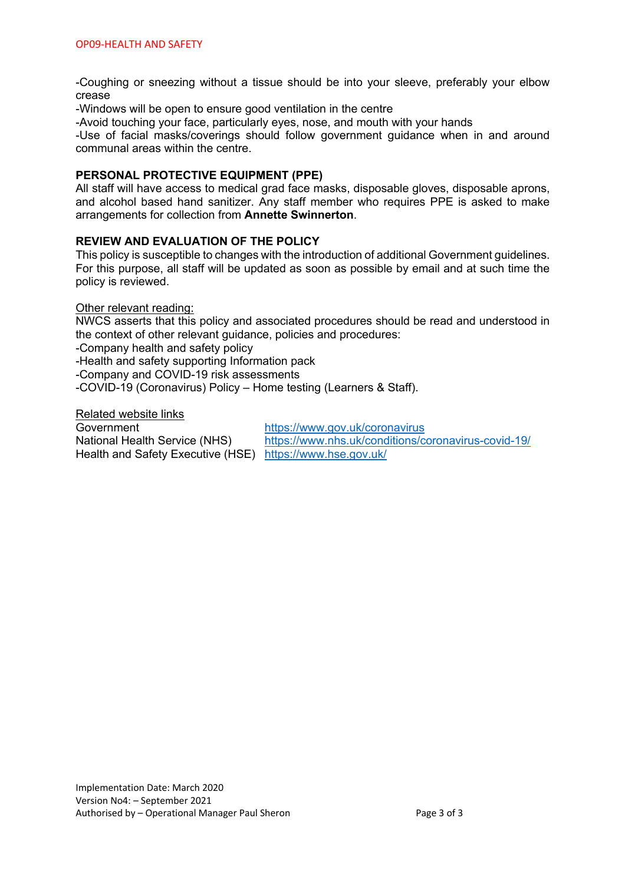-Coughing or sneezing without a tissue should be into your sleeve, preferably your elbow crease
-Windows will be open to ensure good ventilation in the centre
-Avoid touching your face, particularly eyes, nose, and mouth with your hands
-Use of facial masks/coverings should follow government guidance when in and around communal areas within the centre.

## PERSONAL PROTECTIVE EQUIPMENT (PPE)

All staff will have access to medical grad face masks, disposable gloves, disposable aprons, and alcohol based hand sanitizer. Any staff member who requires PPE is asked to make arrangements for collection from **Annette Swinnerton**.

## REVIEW AND EVALUATION OF THE POLICY

This policy is susceptible to changes with the introduction of additional Government guidelines. For this purpose, all staff will be updated as soon as possible by email and at such time the policy is reviewed.

Other relevant reading:
NWCS asserts that this policy and associated procedures should be read and understood in the context of other relevant guidance, policies and procedures:
-Company health and safety policy
-Health and safety supporting Information pack
-Company and COVID-19 risk assessments
-COVID-19 (Coronavirus) Policy – Home testing (Learners & Staff).

Related website links

| | |
|---|---|
| Government | https://www.gov.uk/coronavirus |
| National Health Service (NHS) | https://www.nhs.uk/conditions/coronavirus-covid-19/ |
| Health and Safety Executive (HSE) | https://www.hse.gov.uk/ |

Implementation Date: March 2020
Version No4: – September 2021
Authorised by – Operational Manager Paul Sheron